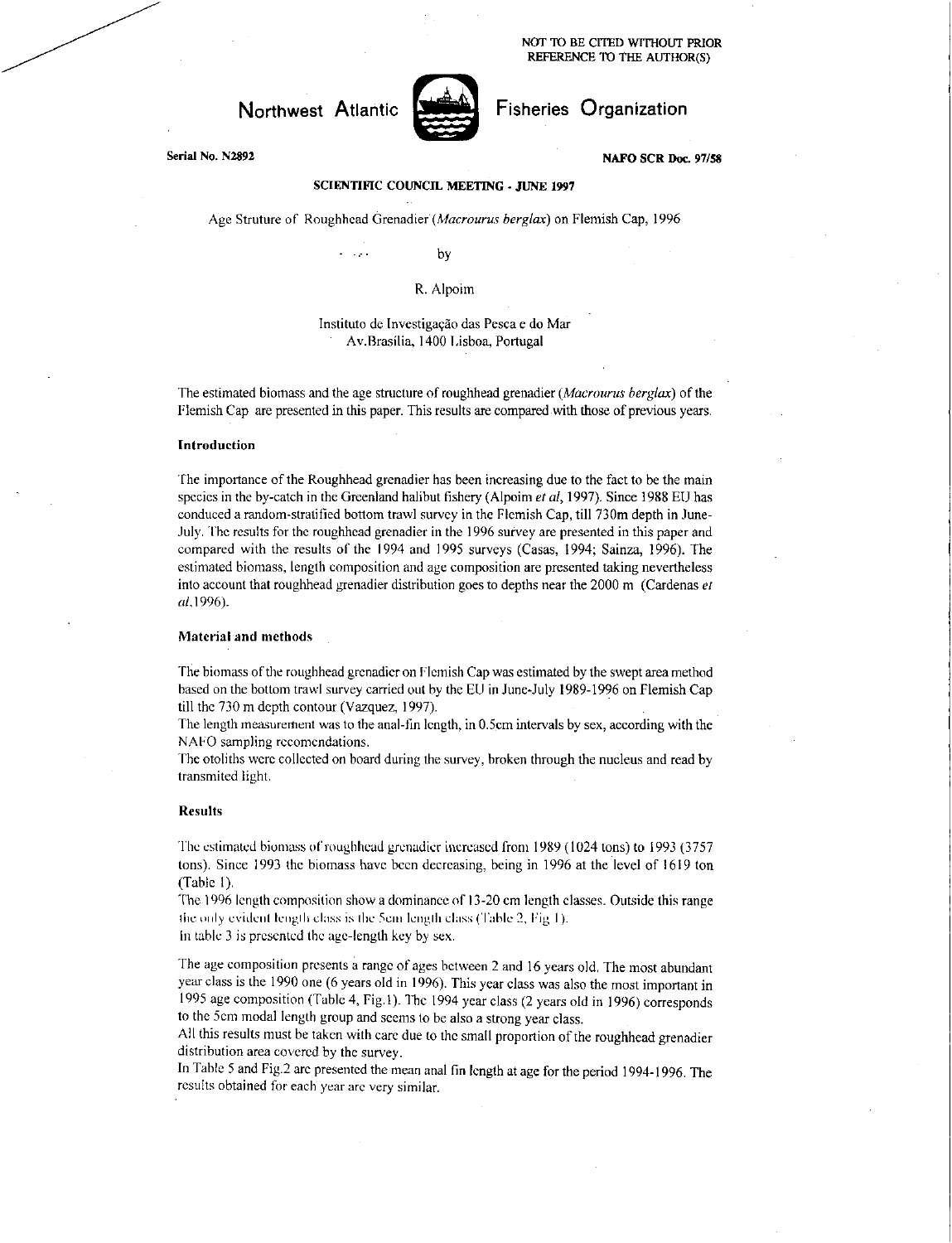NOT TO BE CITED WITHOUT PRIOR REFERENCE TO THE AUTHOR(S)

# Northwest Atlantic Fisheries Organization

Serial No. N2892 NAFO SCR Doc. 97/58

**SCIENTIFIC COUNCIL MEETING - JUNE 1997**

Age Struture of Roughhead Grenadier (*Macrourus berglax*) on Flemish Cap, 1996

by

R. Alpoim

Instituto de Investigação das Pesca e do Mar
Av.Brasilia, 1400 Lisboa, Portugal

The estimated biomass and the age structure of roughhead grenadier (*Macrourus berglax*) of the Flemish Cap are presented in this paper. This results are compared with those of previous years.

### Introduction

The importance of the Roughhead grenadier has been increasing due to the fact to be the main species in the by-catch in the Greenland halibut fishery (Alpoim *et al*, 1997). Since 1988 EU has conduced a random-stratified bottom trawl survey in the Flemish Cap, till 730m depth in June-July. The results for the roughhead grenadier in the 1996 survey are presented in this paper and compared with the results of the 1994 and 1995 surveys (Casas, 1994; Sainza, 1996). The estimated biomass, length composition and age composition are presented taking nevertheless into account that roughhead grenadier distribution goes to depths near the 2000 m (Cardenas *et al*,1996).

### Material and methods

The biomass of the roughhead grenadier on Flemish Cap was estimated by the swept area method based on the bottom trawl survey carried out by the EU in June-July 1989-1996 on Flemish Cap till the 730 m depth contour (Vazquez, 1997).

The length measurement was to the anal-fin length, in 0.5cm intervals by sex, according with the NAFO sampling recomendations.

The otoliths were collected on board during the survey, broken through the nucleus and read by transmited light.

### Results

The estimated biomass of roughhead grenadier increased from 1989 (1024 tons) to 1993 (3757 tons). Since 1993 the biomass have been decreasing, being in 1996 at the level of 1619 ton (Table 1).

The 1996 length composition show a dominance of 13-20 cm length classes. Outside this range the only evident length class is the 5cm length class (Table 2, Fig 1).

In table 3 is presented the age-length key by sex.

The age composition presents a range of ages between 2 and 16 years old. The most abundant year class is the 1990 one (6 years old in 1996). This year class was also the most important in 1995 age composition (Table 4, Fig.1). The 1994 year class (2 years old in 1996) corresponds to the 5cm modal length group and seems to be also a strong year class.

All this results must be taken with care due to the small proportion of the roughhead grenadier distribution area covered by the survey.

In Table 5 and Fig.2 are presented the mean anal fin length at age for the period 1994-1996. The results obtained for each year are very similar.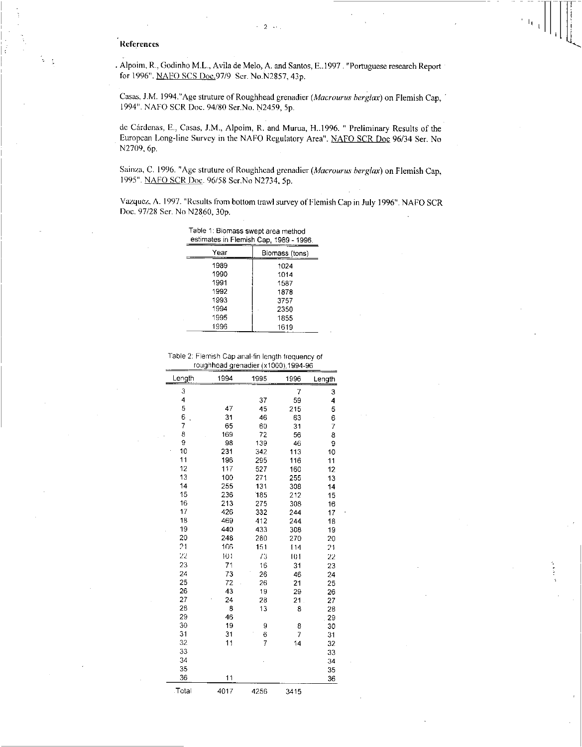## References

Alpoim, R., Godinho M.L., Avila de Melo, A. and Santos, E..1997 . "Portuguese research Report for 1996". NAFO SCS Doc.97/9 Ser. No.N2857, 43p.

Casas, J.M. 1994."Age struture of Roughhead grenadier (*Macrourus berglax*) on Flemish Cap, 1994". NAFO SCR Doc. 94/80 Ser.No. N2459, 5p.

de Cárdenas, E., Casas, J.M., Alpoim, R. and Murua, H..1996. " Preliminary Results of the European Long-line Survey in the NAFO Regulatory Area". NAFO SCR Doc 96/34 Ser. No N2709, 6p.

Sainza, C. 1996. "Age struture of Roughhead grenadier (*Macrourus berglax*) on Flemish Cap, 1995". NAFO SCR Doc. 96/58 Ser.No N2734, 5p.

Vazquez, A. 1997. "Results from bottom trawl survey of Flemish Cap in July 1996". NAFO SCR Doc. 97/28 Ser. No N2860, 30p.

Table 1: Biomass swept area method estimates in Flemish Cap, 1989 - 1996.

| Year | Biomass (tons) |
|---|---|
| 1989 | 1024 |
| 1990 | 1014 |
| 1991 | 1587 |
| 1992 | 1878 |
| 1993 | 3757 |
| 1994 | 2350 |
| 1995 | 1855 |
| 1996 | 1619 |

Table 2: Flemish Cap anal-fin length frequency of roughhead grenadier (x1000),1994-96

| Length | 1994 | 1995 | 1996 | Length |
|---|---|---|---|---|
| 3 | | | 7 | 3 |
| 4 | | 37 | 59 | 4 |
| 5 | 47 | 45 | 215 | 5 |
| 6 | 31 | 46 | 63 | 6 |
| 7 | 65 | 60 | 31 | 7 |
| 8 | 169 | 72 | 56 | 8 |
| 9 | 98 | 139 | 46 | 9 |
| 10 | 231 | 342 | 113 | 10 |
| 11 | 196 | 295 | 116 | 11 |
| 12 | 117 | 527 | 160 | 12 |
| 13 | 100 | 271 | 255 | 13 |
| 14 | 255 | 131 | 308 | 14 |
| 15 | 236 | 185 | 212 | 15 |
| 16 | 213 | 275 | 308 | 16 |
| 17 | 426 | 332 | 244 | 17 |
| 18 | 469 | 412 | 244 | 18 |
| 19 | 440 | 433 | 308 | 19 |
| 20 | 248 | 260 | 270 | 20 |
| 21 | 166 | 151 | 114 | 21 |
| 22 | 101 | 73 | 101 | 22 |
| 23 | 71 | 16 | 31 | 23 |
| 24 | 73 | 26 | 46 | 24 |
| 25 | 72 | 26 | 21 | 25 |
| 26 | 43 | 19 | 29 | 26 |
| 27 | 24 | 28 | 21 | 27 |
| 28 | 8 | 13 | 8 | 28 |
| 29 | 46 | | | 29 |
| 30 | 19 | 9 | 8 | 30 |
| 31 | 31 | 6 | 7 | 31 |
| 32 | 11 | 7 | 14 | 32 |
| 33 | | | | 33 |
| 34 | | | | 34 |
| 35 | | | | 35 |
| 36 | 11 | | | 36 |
| Total | 4017 | 4256 | 3415 | |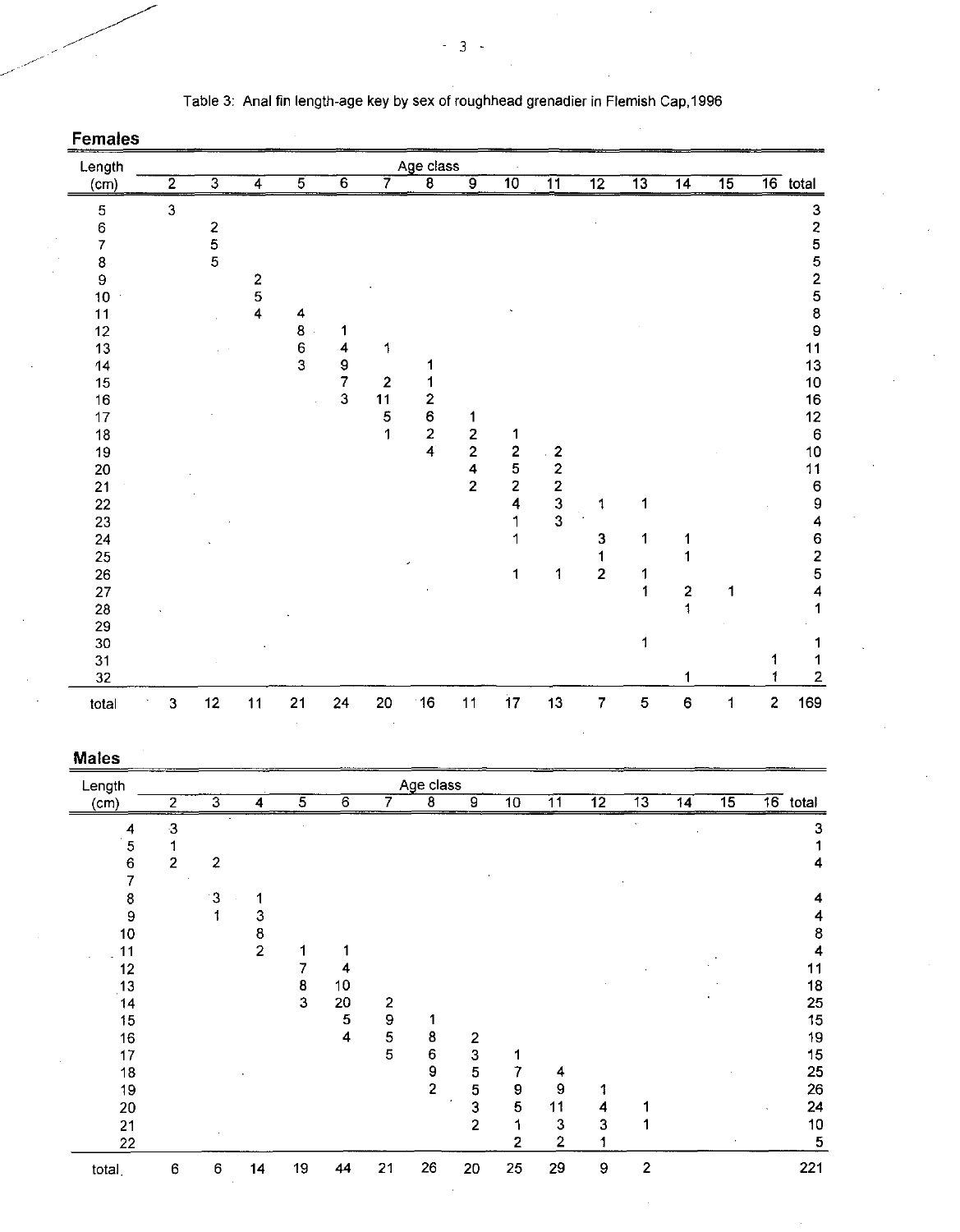Table 3: Anal fin length-age key by sex of roughhead grenadier in Flemish Cap,1996

**Females**

| Length (cm) | Age class 2 | 3 | 4 | 5 | 6 | 7 | 8 | 9 | 10 | 11 | 12 | 13 | 14 | 15 | 16 | total |
|---|---|---|---|---|---|---|---|---|---|---|---|---|---|---|---|---|
| 5 | 3 | | | | | | | | | | | | | | | 3 |
| 6 | | 2 | | | | | | | | | | | | | | 2 |
| 7 | | 5 | | | | | | | | | | | | | | 5 |
| 8 | | 5 | | | | | | | | | | | | | | 5 |
| 9 | | | 2 | | | | | | | | | | | | | 2 |
| 10 | | | 5 | | | | | | | | | | | | | 5 |
| 11 | | | 4 | 4 | | | | | | | | | | | | 8 |
| 12 | | | | 8 | 1 | | | | | | | | | | | 9 |
| 13 | | | | 6 | 4 | 1 | | | | | | | | | | 11 |
| 14 | | | | 3 | 9 | | 1 | | | | | | | | | 13 |
| 15 | | | | | 7 | 2 | 1 | | | | | | | | | 10 |
| 16 | | | | | 3 | 11 | 2 | | | | | | | | | 16 |
| 17 | | | | | | 5 | 6 | 1 | | | | | | | | 12 |
| 18 | | | | | | 1 | 2 | 2 | 1 | | | | | | | 6 |
| 19 | | | | | | | 4 | 2 | 2 | 2 | | | | | | 10 |
| 20 | | | | | | | | 4 | 5 | 2 | | | | | | 11 |
| 21 | | | | | | | | 2 | 2 | 2 | | | | | | 6 |
| 22 | | | | | | | | | 4 | 3 | 1 | 1 | | | | 9 |
| 23 | | | | | | | | | 1 | 3 | | | | | | 4 |
| 24 | | | | | | | | | 1 | | 3 | 1 | 1 | | | 6 |
| 25 | | | | | | | | | | | 1 | | 1 | | | 2 |
| 26 | | | | | | | | | 1 | 1 | 2 | 1 | | | | 5 |
| 27 | | | | | | | | | | | | 1 | 2 | 1 | | 4 |
| 28 | | | | | | | | | | | | | 1 | | | 1 |
| 29 | | | | | | | | | | | | | | | | |
| 30 | | | | | | | | | | | | 1 | | | | 1 |
| 31 | | | | | | | | | | | | | | | 1 | 1 |
| 32 | | | | | | | | | | | | | 1 | | 1 | 2 |
| total | 3 | 12 | 11 | 21 | 24 | 20 | 16 | 11 | 17 | 13 | 7 | 5 | 6 | 1 | 2 | 169 |

**Males**

| Length (cm) | Age class 2 | 3 | 4 | 5 | 6 | 7 | 8 | 9 | 10 | 11 | 12 | 13 | 14 | 15 | 16 | total |
|---|---|---|---|---|---|---|---|---|---|---|---|---|---|---|---|---|
| 4 | 3 | | | | | | | | | | | | | | | 3 |
| 5 | 1 | | | | | | | | | | | | | | | 1 |
| 6 | 2 | 2 | | | | | | | | | | | | | | 4 |
| 7 | | | | | | | | | | | | | | | | |
| 8 | | 3 | 1 | | | | | | | | | | | | | 4 |
| 9 | | 1 | 3 | | | | | | | | | | | | | 4 |
| 10 | | | 8 | | | | | | | | | | | | | 8 |
| 11 | | | 2 | 1 | 1 | | | | | | | | | | | 4 |
| 12 | | | | 7 | 4 | | | | | | | | | | | 11 |
| 13 | | | | 8 | 10 | | | | | | | | | | | 18 |
| 14 | | | | 3 | 20 | 2 | | | | | | | | | | 25 |
| 15 | | | | | 5 | 9 | 1 | | | | | | | | | 15 |
| 16 | | | | | 4 | 5 | 8 | 2 | | | | | | | | 19 |
| 17 | | | | | | 5 | 6 | 3 | 1 | | | | | | | 15 |
| 18 | | | | | | | 9 | 5 | 7 | 4 | | | | | | 25 |
| 19 | | | | | | | 2 | 5 | 9 | 9 | 1 | | | | | 26 |
| 20 | | | | | | | | 3 | 5 | 11 | 4 | 1 | | | | 24 |
| 21 | | | | | | | | 2 | 1 | 3 | 3 | 1 | | | | 10 |
| 22 | | | | | | | | | 2 | 2 | 1 | | | | | 5 |
| total | 6 | 6 | 14 | 19 | 44 | 21 | 26 | 20 | 25 | 29 | 9 | 2 | | | | 221 |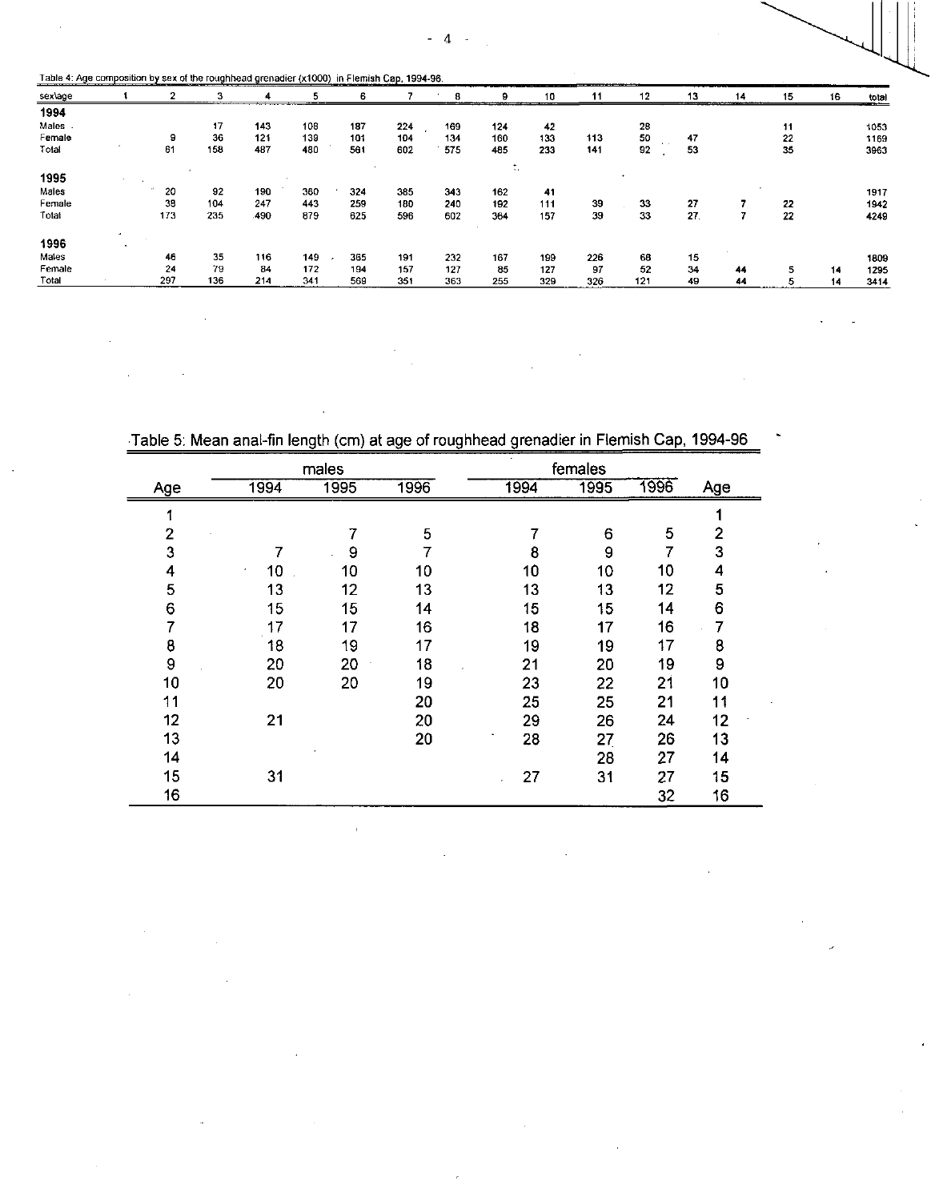Table 4: Age composition by sex of the roughhead grenadier (x1000) in Flemish Cap, 1994-96.

| sex\age | 1 | 2 | 3 | 4 | 5 | 6 | 7 | 8 | 9 | 10 | 11 | 12 | 13 | 14 | 15 | 16 | total |
|---|---|---|---|---|---|---|---|---|---|---|---|---|---|---|---|---|---|
| **1994** | | | | | | | | | | | | | | | | | |
| Males | | | 17 | 143 | 108 | 187 | 224 | 169 | 124 | 42 | | 28 | | | 11 | | 1053 |
| Female | | 9 | 36 | 121 | 139 | 101 | 104 | 134 | 160 | 133 | 113 | 50 | 47 | | 22 | | 1169 |
| Total | | 61 | 158 | 487 | 480 | 581 | 602 | 575 | 485 | 233 | 141 | 92 | 53 | | 35 | | 3963 |
| **1995** | | | | | | | | | | | | | | | | | |
| Males | | 20 | 92 | 190 | 360 | 324 | 385 | 343 | 162 | 41 | | | | | | | 1917 |
| Female | | 38 | 104 | 247 | 443 | 259 | 180 | 240 | 192 | 111 | 39 | 33 | 27 | 7 | 22 | | 1942 |
| Total | | 173 | 235 | 490 | 879 | 625 | 596 | 602 | 364 | 157 | 39 | 33 | 27 | 7 | 22 | | 4249 |
| **1996** | | | | | | | | | | | | | | | | | |
| Males | | 46 | 35 | 116 | 149 | 365 | 191 | 232 | 167 | 199 | 226 | 68 | 15 | | | | 1809 |
| Female | | 24 | 79 | 84 | 172 | 194 | 157 | 127 | 85 | 127 | 97 | 52 | 34 | 44 | 5 | 14 | 1295 |
| Total | | 297 | 136 | 214 | 341 | 569 | 351 | 363 | 255 | 329 | 326 | 121 | 49 | 44 | 5 | 14 | 3414 |

Table 5: Mean anal-fin length (cm) at age of roughhead grenadier in Flemish Cap, 1994-96

| | males | | | females | | | |
|---|---|---|---|---|---|---|---|
| Age | 1994 | 1995 | 1996 | 1994 | 1995 | 1996 | Age |
| 1 | | | | | | | 1 |
| 2 | | 7 | 5 | 7 | 6 | 5 | 2 |
| 3 | 7 | 9 | 7 | 8 | 9 | 7 | 3 |
| 4 | 10 | 10 | 10 | 10 | 10 | 10 | 4 |
| 5 | 13 | 12 | 13 | 13 | 13 | 12 | 5 |
| 6 | 15 | 15 | 14 | 15 | 15 | 14 | 6 |
| 7 | 17 | 17 | 16 | 18 | 17 | 16 | 7 |
| 8 | 18 | 19 | 17 | 19 | 19 | 17 | 8 |
| 9 | 20 | 20 | 18 | 21 | 20 | 19 | 9 |
| 10 | 20 | 20 | 19 | 23 | 22 | 21 | 10 |
| 11 | | | 20 | 25 | 25 | 21 | 11 |
| 12 | 21 | | 20 | 29 | 26 | 24 | 12 |
| 13 | | | 20 | 28 | 27 | 26 | 13 |
| 14 | | | | | 28 | 27 | 14 |
| 15 | 31 | | | 27 | 31 | 27 | 15 |
| 16 | | | | | | 32 | 16 |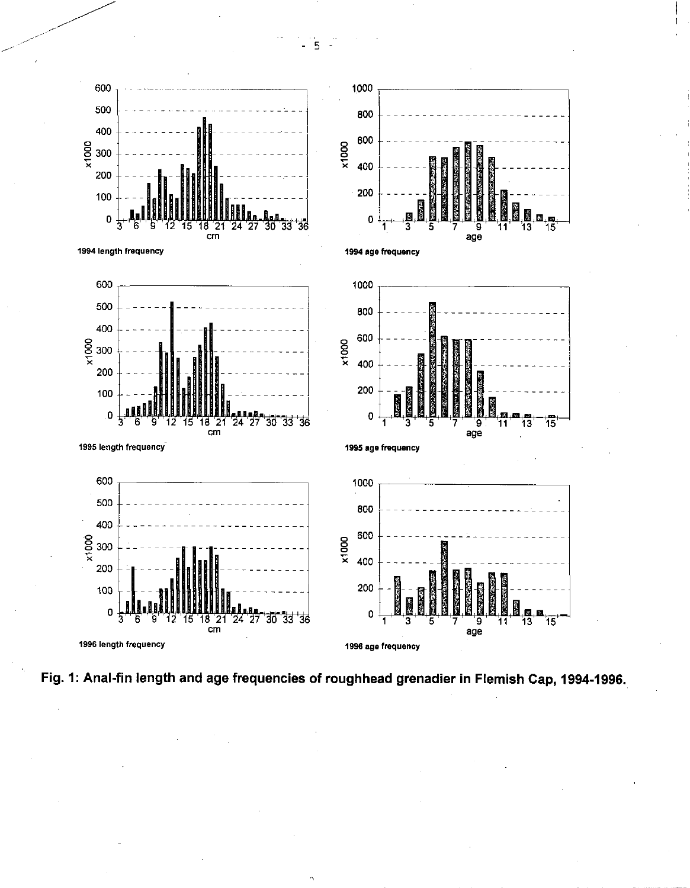**Fig. 1: Anal-fin length and age frequencies of roughhead grenadier in Flemish Cap, 1994-1996.**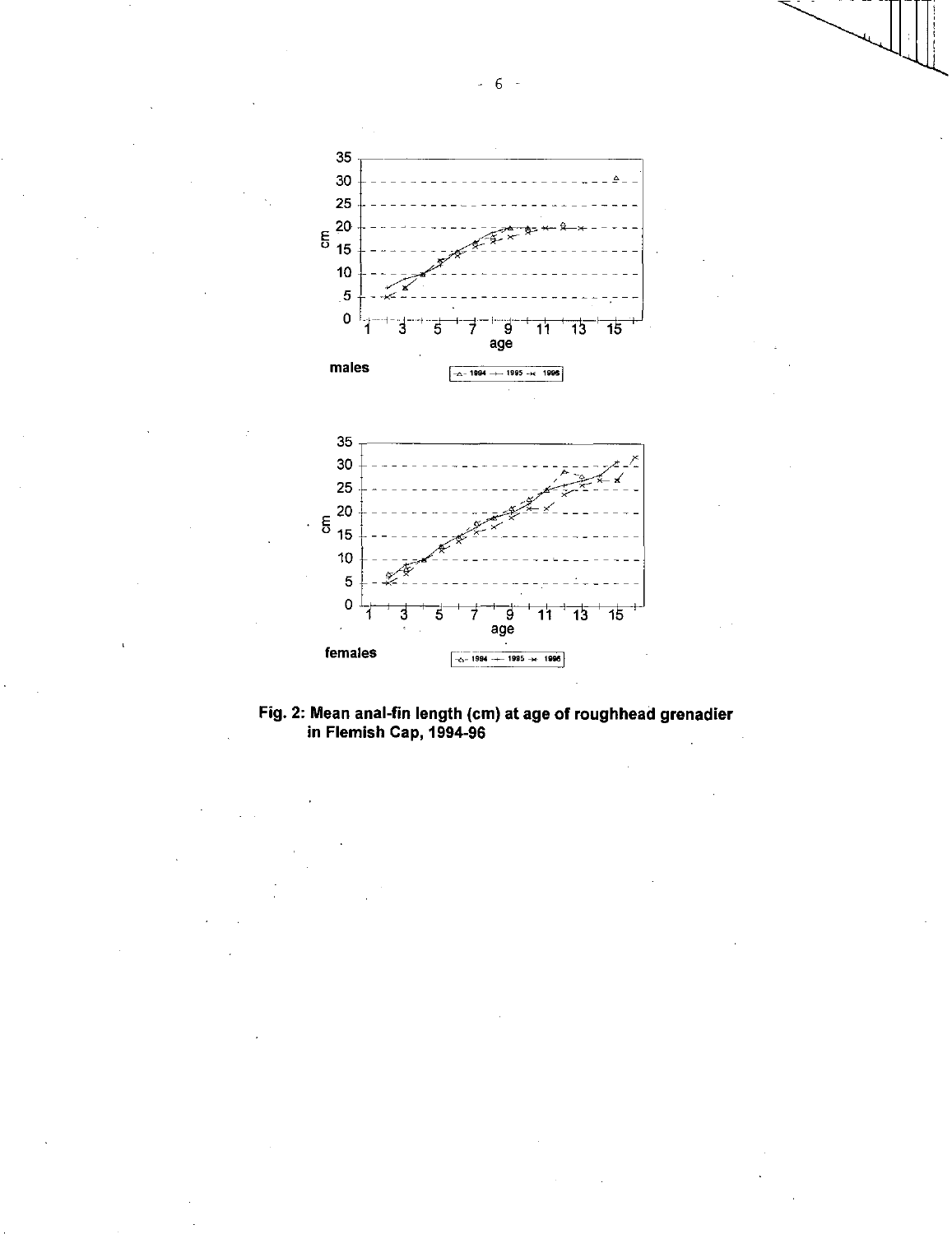35
30
25
20
15
10
5
0
cm
1 3 5 7 9 11 13 15
age

males

1994 1995 1996

35
30
25
20
15
10
5
0
cm
1 3 5 7 9 11 13 15
age

females

1994 1995 1996

**Fig. 2: Mean anal-fin length (cm) at age of roughhead grenadier in Flemish Cap, 1994-96**